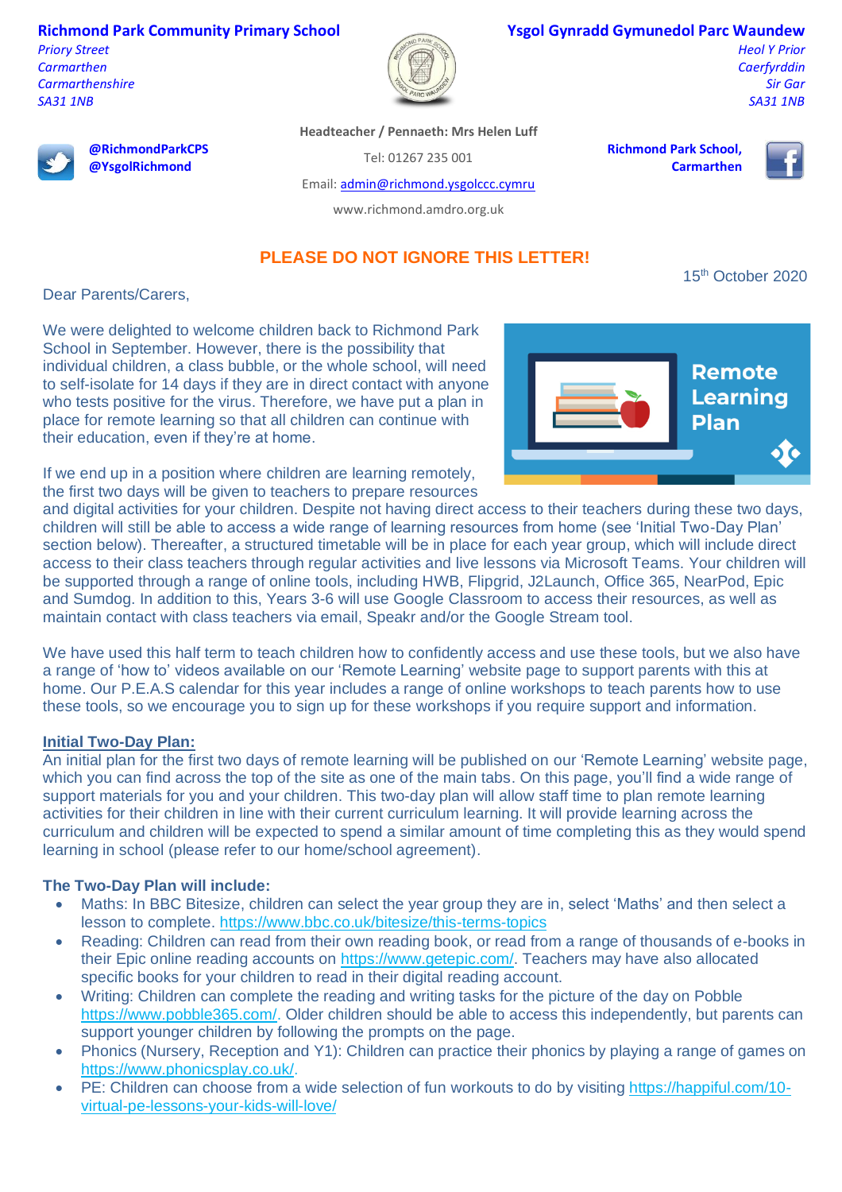**Richmond Park Community Primary School**
*Priory Street*
*Carmarthen*
*Carmarthenshire*
*SA31 1NB*

**Ysgol Gynradd Gymunedol Parc Waundew**
*Heol Y Prior*
*Caerfyrddin*
*Sir Gar*
*SA31 1NB*

**Headteacher / Pennaeth: Mrs Helen Luff**

**@RichmondParkCPS**
**@YsgolRichmond**

Tel: 01267 235 001

Email: admin@richmond.ysgolccc.cymru

www.richmond.amdro.org.uk

**Richmond Park School, Carmarthen**

## PLEASE DO NOT IGNORE THIS LETTER!

15th October 2020

Dear Parents/Carers,

We were delighted to welcome children back to Richmond Park School in September. However, there is the possibility that individual children, a class bubble, or the whole school, will need to self-isolate for 14 days if they are in direct contact with anyone who tests positive for the virus. Therefore, we have put a plan in place for remote learning so that all children can continue with their education, even if they're at home.

Remote Learning Plan

If we end up in a position where children are learning remotely, the first two days will be given to teachers to prepare resources and digital activities for your children. Despite not having direct access to their teachers during these two days, children will still be able to access a wide range of learning resources from home (see 'Initial Two-Day Plan' section below). Thereafter, a structured timetable will be in place for each year group, which will include direct access to their class teachers through regular activities and live lessons via Microsoft Teams. Your children will be supported through a range of online tools, including HWB, Flipgrid, J2Launch, Office 365, NearPod, Epic and Sumdog. In addition to this, Years 3-6 will use Google Classroom to access their resources, as well as maintain contact with class teachers via email, Speakr and/or the Google Stream tool.

We have used this half term to teach children how to confidently access and use these tools, but we also have a range of 'how to' videos available on our 'Remote Learning' website page to support parents with this at home. Our P.E.A.S calendar for this year includes a range of online workshops to teach parents how to use these tools, so we encourage you to sign up for these workshops if you require support and information.

**<u>Initial Two-Day Plan:</u>**

An initial plan for the first two days of remote learning will be published on our 'Remote Learning' website page, which you can find across the top of the site as one of the main tabs. On this page, you'll find a wide range of support materials for you and your children. This two-day plan will allow staff time to plan remote learning activities for their children in line with their current curriculum learning. It will provide learning across the curriculum and children will be expected to spend a similar amount of time completing this as they would spend learning in school (please refer to our home/school agreement).

**The Two-Day Plan will include:**

- Maths: In BBC Bitesize, children can select the year group they are in, select 'Maths' and then select a lesson to complete. https://www.bbc.co.uk/bitesize/this-terms-topics
- Reading: Children can read from their own reading book, or read from a range of thousands of e-books in their Epic online reading accounts on https://www.getepic.com/. Teachers may have also allocated specific books for your children to read in their digital reading account.
- Writing: Children can complete the reading and writing tasks for the picture of the day on Pobble https://www.pobble365.com/. Older children should be able to access this independently, but parents can support younger children by following the prompts on the page.
- Phonics (Nursery, Reception and Y1): Children can practice their phonics by playing a range of games on https://www.phonicsplay.co.uk/.
- PE: Children can choose from a wide selection of fun workouts to do by visiting https://happiful.com/10-virtual-pe-lessons-your-kids-will-love/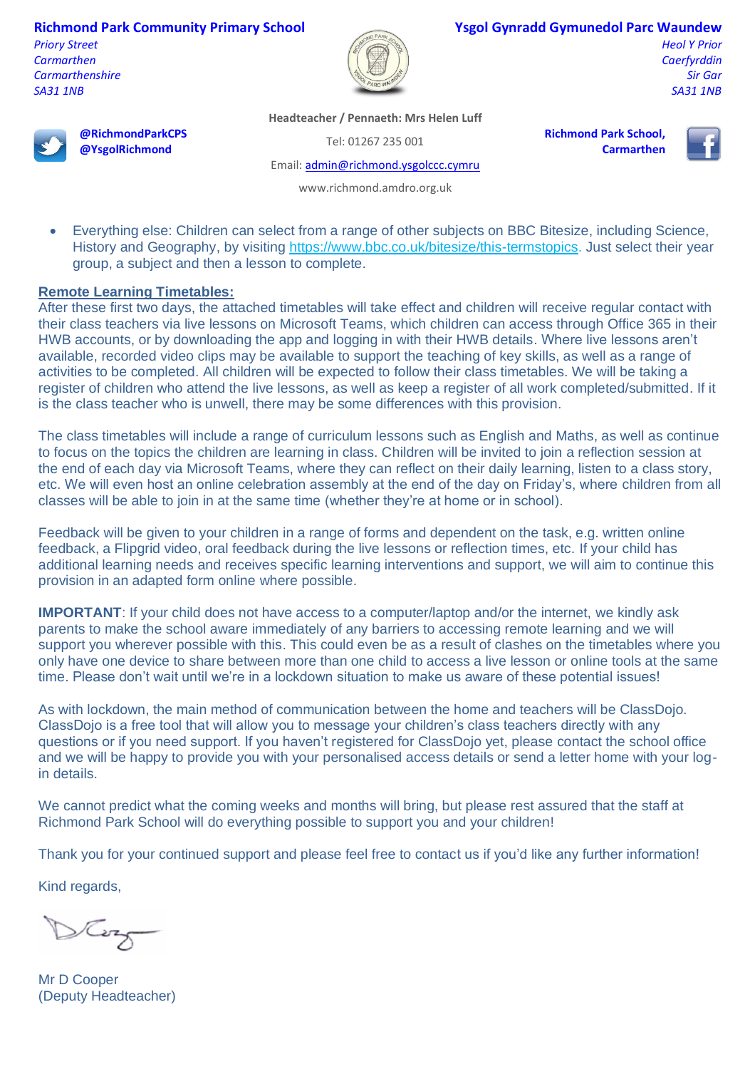**Richmond Park Community Primary School**
*Priory Street*
*Carmarthen*
*Carmarthenshire*
*SA31 1NB*

**Ysgol Gynradd Gymunedol Parc Waundew**
*Heol Y Prior*
*Caerfyrddin*
*Sir Gar*
*SA31 1NB*

**@RichmondParkCPS**
**@YsgolRichmond**

**Headteacher / Pennaeth: Mrs Helen Luff**

Tel: 01267 235 001

Email: admin@richmond.ysgolccc.cymru

www.richmond.amdro.org.uk

**Richmond Park School, Carmarthen**

- Everything else: Children can select from a range of other subjects on BBC Bitesize, including Science, History and Geography, by visiting https://www.bbc.co.uk/bitesize/this-termstopics. Just select their year group, a subject and then a lesson to complete.

**Remote Learning Timetables:**

After these first two days, the attached timetables will take effect and children will receive regular contact with their class teachers via live lessons on Microsoft Teams, which children can access through Office 365 in their HWB accounts, or by downloading the app and logging in with their HWB details. Where live lessons aren't available, recorded video clips may be available to support the teaching of key skills, as well as a range of activities to be completed. All children will be expected to follow their class timetables. We will be taking a register of children who attend the live lessons, as well as keep a register of all work completed/submitted. If it is the class teacher who is unwell, there may be some differences with this provision.

The class timetables will include a range of curriculum lessons such as English and Maths, as well as continue to focus on the topics the children are learning in class. Children will be invited to join a reflection session at the end of each day via Microsoft Teams, where they can reflect on their daily learning, listen to a class story, etc. We will even host an online celebration assembly at the end of the day on Friday's, where children from all classes will be able to join in at the same time (whether they're at home or in school).

Feedback will be given to your children in a range of forms and dependent on the task, e.g. written online feedback, a Flipgrid video, oral feedback during the live lessons or reflection times, etc. If your child has additional learning needs and receives specific learning interventions and support, we will aim to continue this provision in an adapted form online where possible.

**IMPORTANT**: If your child does not have access to a computer/laptop and/or the internet, we kindly ask parents to make the school aware immediately of any barriers to accessing remote learning and we will support you wherever possible with this. This could even be as a result of clashes on the timetables where you only have one device to share between more than one child to access a live lesson or online tools at the same time. Please don't wait until we're in a lockdown situation to make us aware of these potential issues!

As with lockdown, the main method of communication between the home and teachers will be ClassDojo. ClassDojo is a free tool that will allow you to message your children's class teachers directly with any questions or if you need support. If you haven't registered for ClassDojo yet, please contact the school office and we will be happy to provide you with your personalised access details or send a letter home with your log-in details.

We cannot predict what the coming weeks and months will bring, but please rest assured that the staff at Richmond Park School will do everything possible to support you and your children!

Thank you for your continued support and please feel free to contact us if you'd like any further information!

Kind regards,

Mr D Cooper
(Deputy Headteacher)